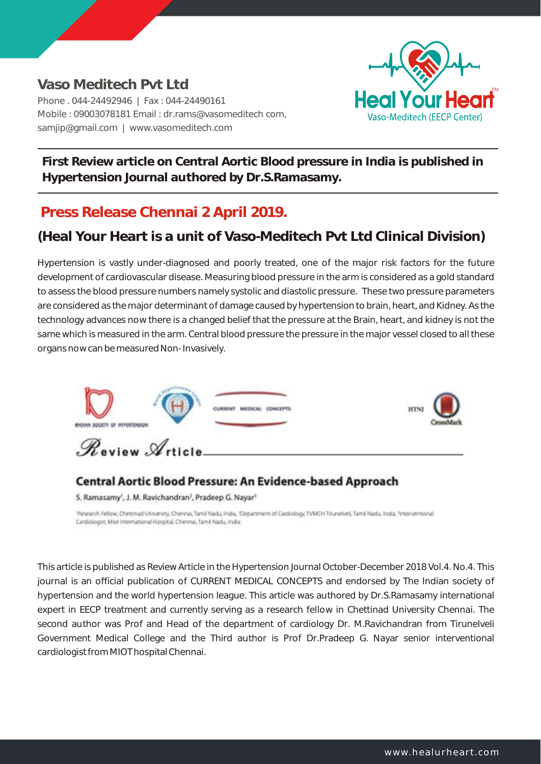# Vaso Meditech Pvt Ltd

Phone . 044-24492946 | Fax : 044-24490161
Mobile : 09003078181 Email : dr.rams@vasomeditech com, samjip@gmail.com | www.vasomeditech.com

Heal Your Heart™
Vaso-Meditech (EECP Center)

**First Review article on Central Aortic Blood pressure in India is published in Hypertension Journal authored by Dr.S.Ramasamy.**

## Press Release Chennai 2 April 2019.

## (Heal Your Heart is a unit of Vaso-Meditech Pvt Ltd Clinical Division)

Hypertension is vastly under-diagnosed and poorly treated, one of the major risk factors for the future development of cardiovascular disease. Measuring blood pressure in the arm is considered as a gold standard to assess the blood pressure numbers namely systolic and diastolic pressure. These two pressure parameters are considered as the major determinant of damage caused by hypertension to brain, heart, and Kidney. As the technology advances now there is a changed belief that the pressure at the Brain, heart, and kidney is not the same which is measured in the arm. Central blood pressure the pressure in the major vessel closed to all these organs now can be measured Non- Invasively.

INDIAN SOCIETY OF HYPERTENSION | CURRENT MEDICAL CONCEPTS | HTNJ | CrossMark

*Review Article*

### Central Aortic Blood Pressure: An Evidence-based Approach

S. Ramasamy[1], J. M. Ravichandran[2], Pradeep G. Nayar[3]

[1]Research Fellow, Chettinad University, Chennai, Tamil Nadu, India, [2]Department of Cardiology, TVMCH Tirunelveli, Tamil Nadu, India, [3]Interventional Cardiologist, Miot International Hospital, Chennai, Tamil Nadu, India

This article is published as Review Article in the Hypertension Journal October-December 2018 Vol.4. No.4. This journal is an official publication of CURRENT MEDICAL CONCEPTS and endorsed by The Indian society of hypertension and the world hypertension league. This article was authored by Dr.S.Ramasamy international expert in EECP treatment and currently serving as a research fellow in Chettinad University Chennai. The second author was Prof and Head of the department of cardiology Dr. M.Ravichandran from Tirunelveli Government Medical College and the Third author is Prof Dr.Pradeep G. Nayar senior interventional cardiologist from MIOT hospital Chennai.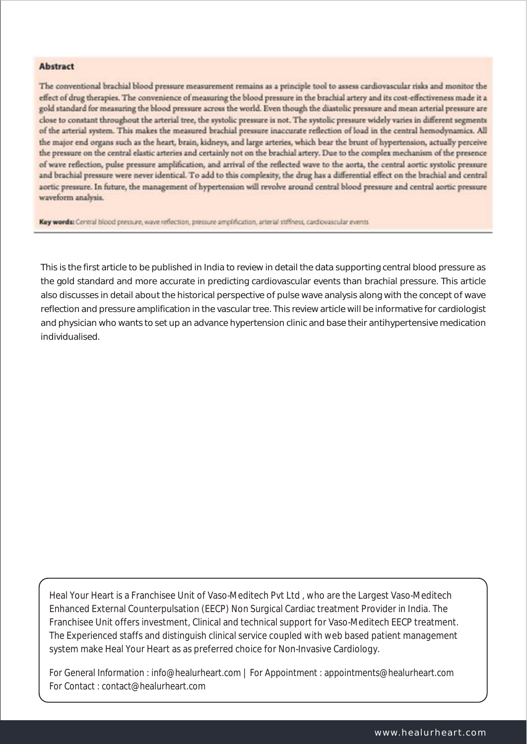## Abstract

The conventional brachial blood pressure measurement remains as a principle tool to assess cardiovascular risks and monitor the effect of drug therapies. The convenience of measuring the blood pressure in the brachial artery and its cost-effectiveness made it a gold standard for measuring the blood pressure across the world. Even though the diastolic pressure and mean arterial pressure are close to constant throughout the arterial tree, the systolic pressure is not. The systolic pressure widely varies in different segments of the arterial system. This makes the measured brachial pressure inaccurate reflection of load in the central hemodynamics. All the major end organs such as the heart, brain, kidneys, and large arteries, which bear the brunt of hypertension, actually perceive the pressure on the central elastic arteries and certainly not on the brachial artery. Due to the complex mechanism of the presence of wave reflection, pulse pressure amplification, and arrival of the reflected wave to the aorta, the central aortic systolic pressure and brachial pressure were never identical. To add to this complexity, the drug has a differential effect on the brachial and central aortic pressure. In future, the management of hypertension will revolve around central blood pressure and central aortic pressure waveform analysis.

**Key words:** Central blood pressure, wave reflection, pressure amplification, arterial stiffness, cardiovascular events

This is the first article to be published in India to review in detail the data supporting central blood pressure as the gold standard and more accurate in predicting cardiovascular events than brachial pressure. This article also discusses in detail about the historical perspective of pulse wave analysis along with the concept of wave reflection and pressure amplification in the vascular tree. This review article will be informative for cardiologist and physician who wants to set up an advance hypertension clinic and base their antihypertensive medication individualised.

Heal Your Heart is a Franchisee Unit of Vaso-Meditech Pvt Ltd , who are the Largest Vaso-Meditech Enhanced External Counterpulsation (EECP) Non Surgical Cardiac treatment Provider in India. The Franchisee Unit offers investment, Clinical and technical support for Vaso-Meditech EECP treatment. The Experienced staffs and distinguish clinical service coupled with web based patient management system make Heal Your Heart as as preferred choice for Non-Invasive Cardiology.

For General Information : info@healurheart.com | For Appointment : appointments@healurheart.com
For Contact : contact@healurheart.com

www.healurheart.com